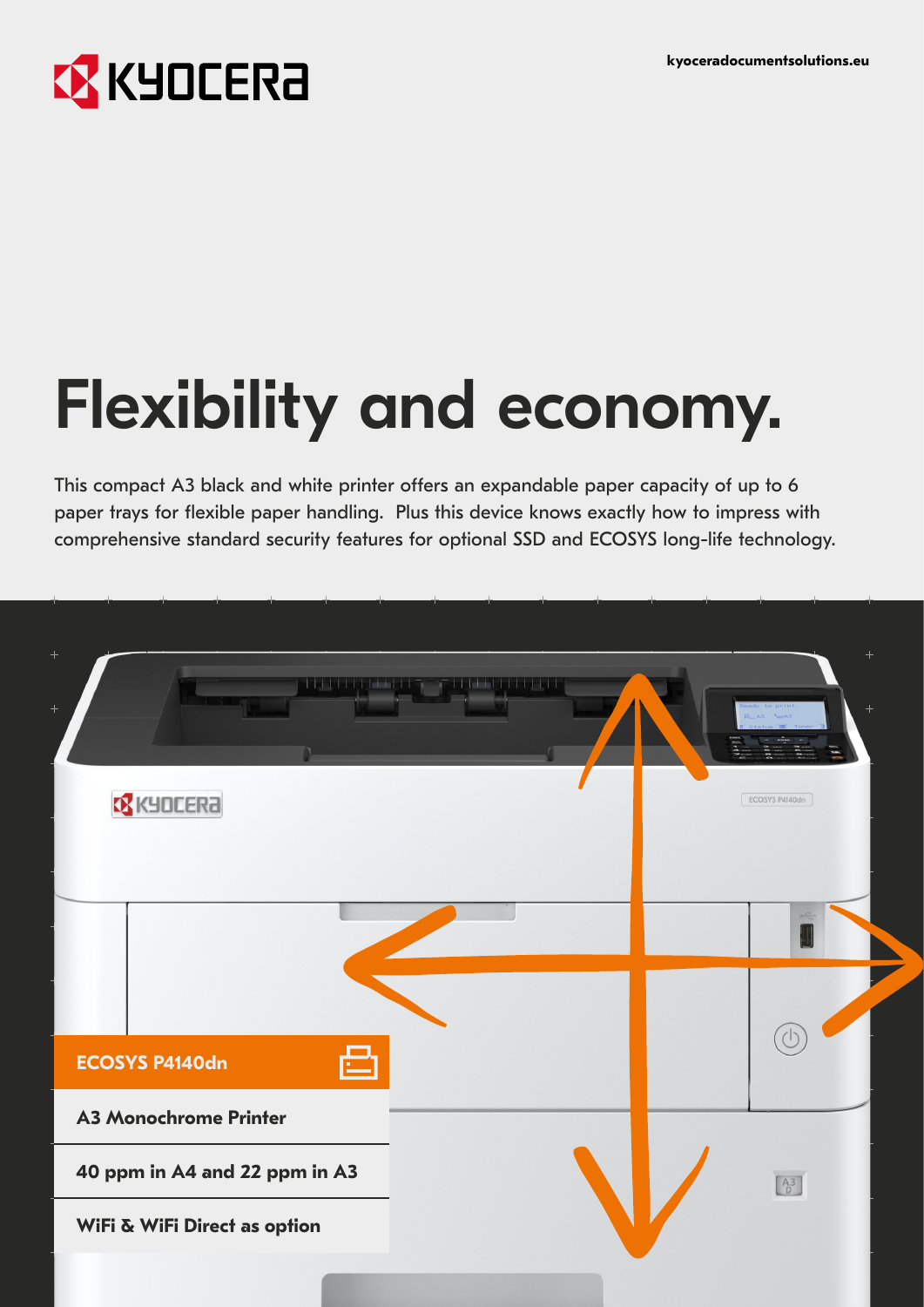KYOCERA

kyoceradocumentsolutions.eu

# Flexibility and economy.

This compact A3 black and white printer offers an expandable paper capacity of up to 6 paper trays for flexible paper handling. Plus this device knows exactly how to impress with comprehensive standard security features for optional SSD and ECOSYS long-life technology.

**ECOSYS P4140dn**

**A3 Monochrome Printer**

**40 ppm in A4 and 22 ppm in A3**

**WiFi & WiFi Direct as option**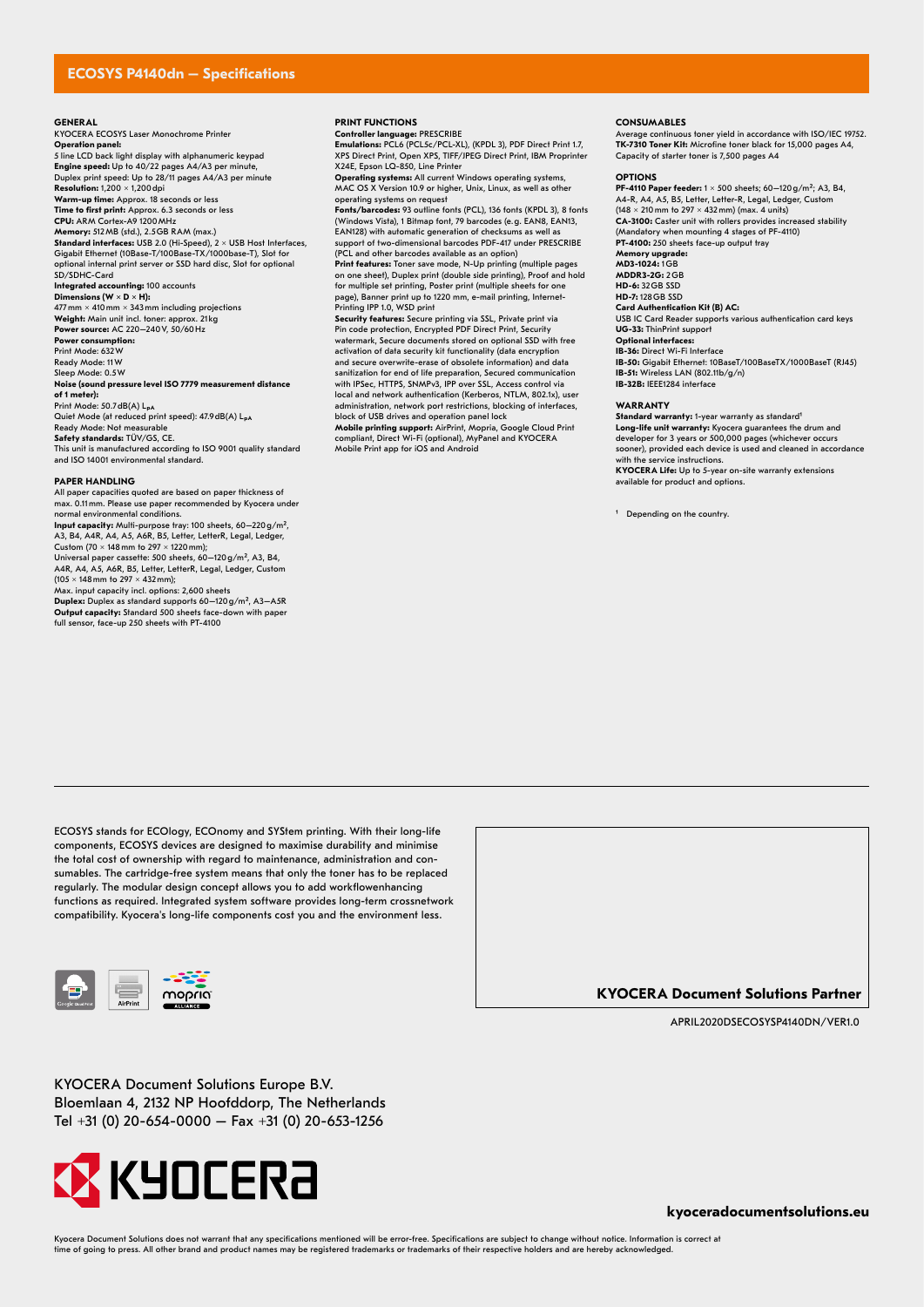## ECOSYS P4140dn – Specifications

### GENERAL

KYOCERA ECOSYS Laser Monochrome Printer
**Operation panel:**
5 line LCD back light display with alphanumeric keypad
**Engine speed:** Up to 40/22 pages A4/A3 per minute, Duplex print speed: Up to 28/11 pages A4/A3 per minute
**Resolution:** 1,200 × 1,200 dpi
**Warm-up time:** Approx. 18 seconds or less
**Time to first print:** Approx. 6.3 seconds or less
**CPU:** ARM Cortex-A9 1200 MHz
**Memory:** 512 MB (std.), 2.5 GB RAM (max.)
**Standard interfaces:** USB 2.0 (Hi-Speed), 2 × USB Host Interfaces, Gigabit Ethernet (10Base-T/100Base-TX/1000base-T), Slot for optional internal print server or SSD hard disc, Slot for optional SD/SDHC-Card
**Integrated accounting:** 100 accounts
**Dimensions (W × D × H):**
477 mm × 410 mm × 343 mm including projections
**Weight:** Main unit incl. toner: approx. 21 kg
**Power source:** AC 220–240 V, 50/60 Hz
**Power consumption:**
Print Mode: 632 W
Ready Mode: 11 W
Sleep Mode: 0.5 W
**Noise (sound pressure level ISO 7779 measurement distance of 1 meter):**
Print Mode: 50.7 dB(A) $L_{pA}$
Quiet Mode (at reduced print speed): 47.9 dB(A) $L_{pA}$
Ready Mode: Not measurable
**Safety standards:** TÜV/GS, CE.
This unit is manufactured according to ISO 9001 quality standard and ISO 14001 environmental standard.

### PAPER HANDLING

All paper capacities quoted are based on paper thickness of max. 0.11 mm. Please use paper recommended by Kyocera under normal environmental conditions.
**Input capacity:** Multi-purpose tray: 100 sheets, 60–220 g/m², A3, B4, A4R, A4, A5, A6R, B5, Letter, LetterR, Legal, Ledger, Custom (70 × 148 mm to 297 × 1220 mm);
Universal paper cassette: 500 sheets, 60–120 g/m², A3, B4, A4R, A4, A5, A6R, B5, Letter, LetterR, Legal, Ledger, Custom (105 × 148 mm to 297 × 432 mm);
Max. input capacity incl. options: 2,600 sheets
**Duplex:** Duplex as standard supports 60–120 g/m², A3–A5R
**Output capacity:** Standard 500 sheets face-down with paper full sensor, face-up 250 sheets with PT-4100

### PRINT FUNCTIONS

**Controller language:** PRESCRIBE
**Emulations:** PCL6 (PCL5c/PCL-XL), (KPDL 3), PDF Direct Print 1.7, XPS Direct Print, Open XPS, TIFF/JPEG Direct Print, IBM Proprinter X24E, Epson LQ-850, Line Printer
**Operating systems:** All current Windows operating systems, MAC OS X Version 10.9 or higher, Unix, Linux, as well as other operating systems on request
**Fonts/barcodes:** 93 outline fonts (PCL), 136 fonts (KPDL 3), 8 fonts (Windows Vista), 1 Bitmap font, 79 barcodes (e.g. EAN8, EAN13, EAN128) with automatic generation of checksums as well as support of two-dimensional barcodes PDF-417 under PRESCRIBE (PCL and other barcodes available as an option)
**Print features:** Toner save mode, N-Up printing (multiple pages on one sheet), Duplex print (double side printing), Proof and hold for multiple set printing, Poster print (multiple sheets for one page), Banner print up to 1220 mm, e-mail printing, Internet-Printing IPP 1.0, WSD print
**Security features:** Secure printing via SSL, Private print via Pin code protection, Encrypted PDF Direct Print, Security watermark, Secure documents stored on optional SSD with free activation of data security kit functionality (data encryption and secure overwrite-erase of obsolete information) and data sanitization for end of life preparation, Secured communication with IPSec, HTTPS, SNMPv3, IPP over SSL, Access control via local and network authentication (Kerberos, NTLM, 802.1x), user administration, network port restrictions, blocking of interfaces, block of USB drives and operation panel lock
**Mobile printing support:** AirPrint, Mopria, Google Cloud Print compliant, Direct Wi-Fi (optional), MyPanel and KYOCERA Mobile Print app for iOS and Android

### CONSUMABLES

Average continuous toner yield in accordance with ISO/IEC 19752.
**TK-7310 Toner Kit:** Microfine toner black for 15,000 pages A4, Capacity of starter toner is 7,500 pages A4

### OPTIONS

**PF-4110 Paper feeder:** 1 × 500 sheets; 60–120 g/m²; A3, B4, A4-R, A4, A5, B5, Letter, Letter-R, Legal, Ledger, Custom (148 × 210 mm to 297 × 432 mm) (max. 4 units)
**CA-3100:** Caster unit with rollers provides increased stability (Mandatory when mounting 4 stages of PF-4110)
**PT-4100:** 250 sheets face-up output tray
**Memory upgrade:**
**MD3-1024:** 1 GB
**MDDR3-2G:** 2 GB
**HD-6:** 32 GB SSD
**HD-7:** 128 GB SSD
**Card Authentication Kit (B) AC:**
USB IC Card Reader supports various authentication card keys
**UG-33:** ThinPrint support
**Optional interfaces:**
**IB-36:** Direct Wi-Fi Interface
**IB-50:** Gigabit Ethernet: 10BaseT/100BaseTX/1000BaseT (RJ45)
**IB-51:** Wireless LAN (802.11b/g/n)
**IB-32B:** IEEE1284 interface

### WARRANTY

**Standard warranty:** 1-year warranty as standard[1]
**Long-life unit warranty:** Kyocera guarantees the drum and developer for 3 years or 500,000 pages (whichever occurs sooner), provided each device is used and cleaned in accordance with the service instructions.
**KYOCERA Life:** Up to 5-year on-site warranty extensions available for product and options.

[1] Depending on the country.

---

ECOSYS stands for ECOlogy, ECOnomy and SYStem printing. With their long-life components, ECOSYS devices are designed to maximise durability and minimise the total cost of ownership with regard to maintenance, administration and consumables. The cartridge-free system means that only the toner has to be replaced regularly. The modular design concept allows you to add workflowenhancing functions as required. Integrated system software provides long-term crossnetwork compatibility. Kyocera's long-life components cost you and the environment less.

**KYOCERA Document Solutions Partner**

APRIL2020DSECOSYSP4140DN/VER1.0

KYOCERA Document Solutions Europe B.V.
Bloemlaan 4, 2132 NP Hoofddorp, The Netherlands
Tel +31 (0) 20-654-0000 – Fax +31 (0) 20-653-1256

**kyoceradocumentsolutions.eu**

Kyocera Document Solutions does not warrant that any specifications mentioned will be error-free. Specifications are subject to change without notice. Information is correct at time of going to press. All other brand and product names may be registered trademarks or trademarks of their respective holders and are hereby acknowledged.